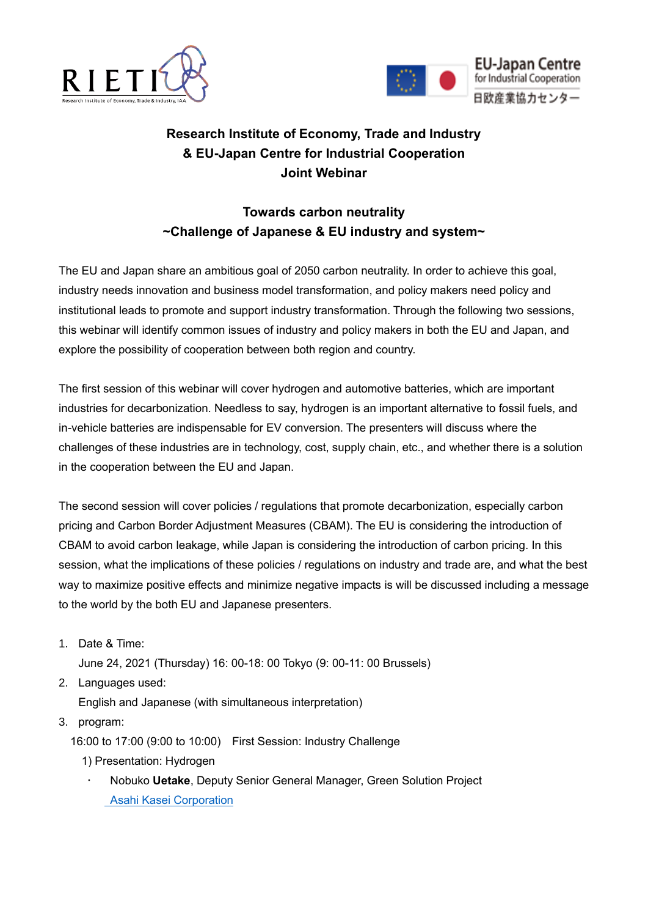**Research Institute of Economy, Trade and Industry**
**& EU-Japan Centre for Industrial Cooperation**
**Joint Webinar**

**Towards carbon neutrality**
**~Challenge of Japanese & EU industry and system~**

The EU and Japan share an ambitious goal of 2050 carbon neutrality. In order to achieve this goal, industry needs innovation and business model transformation, and policy makers need policy and institutional leads to promote and support industry transformation. Through the following two sessions, this webinar will identify common issues of industry and policy makers in both the EU and Japan, and explore the possibility of cooperation between both region and country.

The first session of this webinar will cover hydrogen and automotive batteries, which are important industries for decarbonization. Needless to say, hydrogen is an important alternative to fossil fuels, and in-vehicle batteries are indispensable for EV conversion. The presenters will discuss where the challenges of these industries are in technology, cost, supply chain, etc., and whether there is a solution in the cooperation between the EU and Japan.

The second session will cover policies / regulations that promote decarbonization, especially carbon pricing and Carbon Border Adjustment Measures (CBAM). The EU is considering the introduction of CBAM to avoid carbon leakage, while Japan is considering the introduction of carbon pricing. In this session, what the implications of these policies / regulations on industry and trade are, and what the best way to maximize positive effects and minimize negative impacts is will be discussed including a message to the world by the both EU and Japanese presenters.

1. Date & Time:
   June 24, 2021 (Thursday) 16: 00-18: 00 Tokyo (9: 00-11: 00 Brussels)
2. Languages used:
   English and Japanese (with simultaneous interpretation)
3. program:
   16:00 to 17:00 (9:00 to 10:00)　First Session: Industry Challenge
   1) Presentation: Hydrogen
   - Nobuko **Uetake**, Deputy Senior General Manager, Green Solution Project
     Asahi Kasei Corporation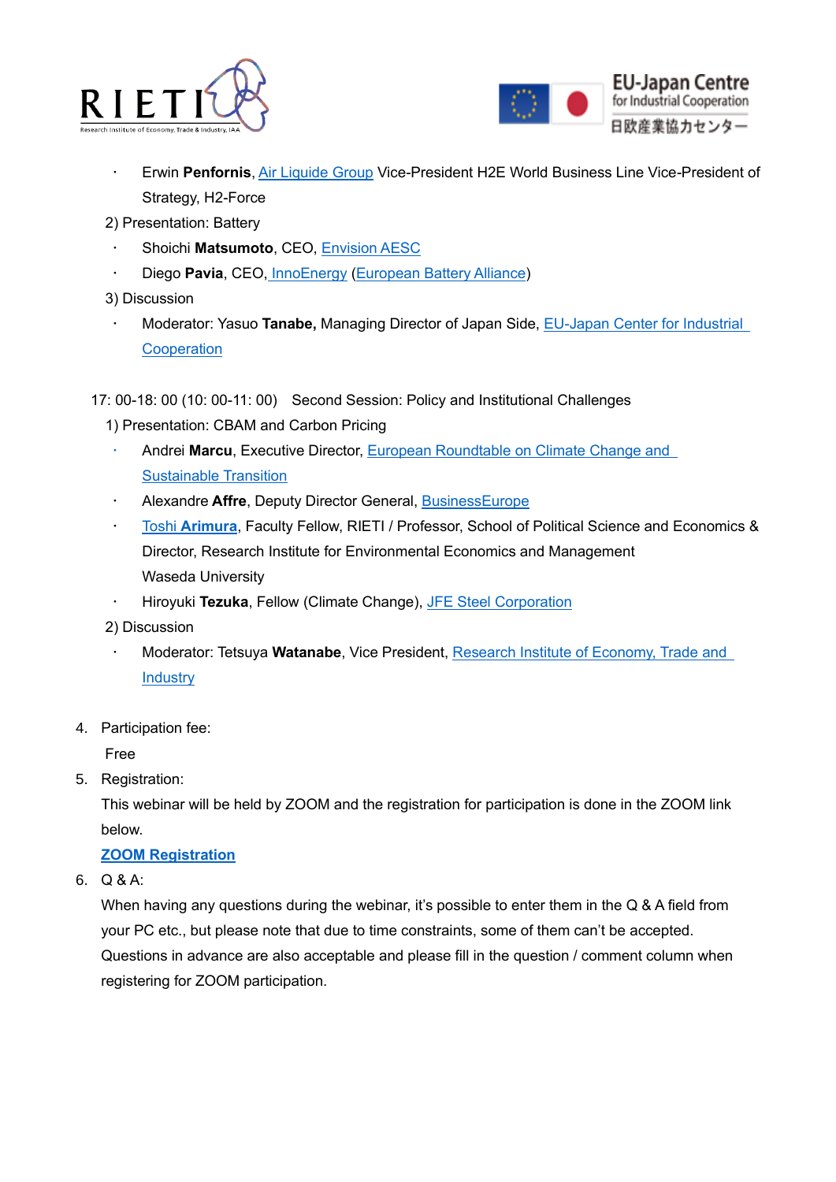- Erwin **Penfornis**, Air Liquide Group Vice-President H2E World Business Line Vice-President of Strategy, H2-Force

2) Presentation: Battery

- Shoichi **Matsumoto**, CEO, Envision AESC
- Diego **Pavia**, CEO, InnoEnergy (European Battery Alliance)

3) Discussion

- Moderator: Yasuo **Tanabe,** Managing Director of Japan Side, EU-Japan Center for Industrial Cooperation

17: 00-18: 00 (10: 00-11: 00)　Second Session: Policy and Institutional Challenges

1) Presentation: CBAM and Carbon Pricing

- Andrei **Marcu**, Executive Director, European Roundtable on Climate Change and Sustainable Transition
- Alexandre **Affre**, Deputy Director General, BusinessEurope
- Toshi **Arimura**, Faculty Fellow, RIETI / Professor, School of Political Science and Economics & Director, Research Institute for Environmental Economics and Management Waseda University
- Hiroyuki **Tezuka**, Fellow (Climate Change), JFE Steel Corporation

2) Discussion

- Moderator: Tetsuya **Watanabe**, Vice President, Research Institute of Economy, Trade and Industry

4. Participation fee:

   Free

5. Registration:

   This webinar will be held by ZOOM and the registration for participation is done in the ZOOM link below.

   **ZOOM Registration**

6. Q & A:

   When having any questions during the webinar, it's possible to enter them in the Q & A field from your PC etc., but please note that due to time constraints, some of them can't be accepted. Questions in advance are also acceptable and please fill in the question / comment column when registering for ZOOM participation.